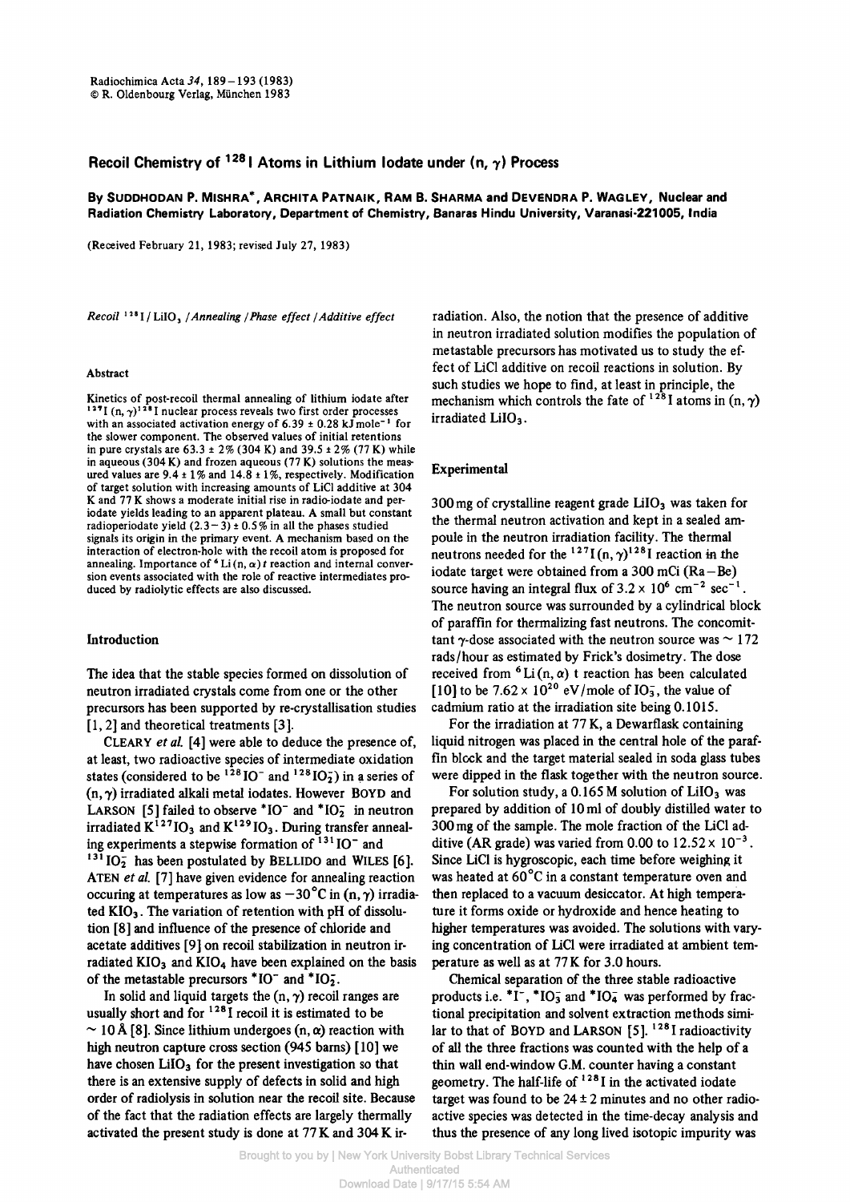# Recoil Chemistry of $^{128}$I Atoms in Lithium Iodate under (n, γ) Process

By **Suddhodan P. Mishra***, **Archita Patnaik**, **Ram B. Sharma** and **Devendra P. Wagley**, **Nuclear and Radiation Chemistry Laboratory, Department of Chemistry, Banaras Hindu University, Varanasi-221005, India**

(Received February 21, 1983; revised July 27, 1983)

*Recoil $^{128}$I / $LiIO_3$ / Annealing / Phase effect / Additive effect*

### Abstract

Kinetics of post-recoil thermal annealing of lithium iodate after $^{127}$I (n, γ)$^{128}$I nuclear process reveals two first order processes with an associated activation energy of 6.39 ± 0.28 kJ mole$^{-1}$ for the slower component. The observed values of initial retentions in pure crystals are 63.3 ± 2% (304 K) and 39.5 ± 2% (77 K) while in aqueous (304 K) and frozen aqueous (77 K) solutions the measured values are 9.4 ± 1% and 14.8 ± 1%, respectively. Modification of target solution with increasing amounts of LiCl additive at 304 K and 77 K shows a moderate initial rise in radio-iodate and periodate yields leading to an apparent plateau. A small but constant radioperiodate yield (2.3 – 3) ± 0.5% in all the phases studied signals its origin in the primary event. A mechanism based on the interaction of electron-hole with the recoil atom is proposed for annealing. Importance of $^6$Li (n, α) t reaction and internal conversion events associated with the role of reactive intermediates produced by radiolytic effects are also discussed.

## Introduction

The idea that the stable species formed on dissolution of neutron irradiated crystals come from one or the other precursors has been supported by re-crystallisation studies [1, 2] and theoretical treatments [3].

Cleary *et al.* [4] were able to deduce the presence of, at least, two radioactive species of intermediate oxidation states (considered to be $^{128}IO^-$ and $^{128}IO_2^-$) in a series of (n, γ) irradiated alkali metal iodates. However Boyd and Larson [5] failed to observe $^*IO^-$ and $^*IO_2^-$ in neutron irradiated $K^{127}IO_3$ and $K^{129}IO_3$. During transfer annealing experiments a stepwise formation of $^{131}IO^-$ and $^{131}IO_2^-$ has been postulated by Bellido and Wiles [6]. Aten *et al.* [7] have given evidence for annealing reaction occuring at temperatures as low as −30°C in (n, γ) irradiated $KIO_3$. The variation of retention with pH of dissolution [8] and influence of the presence of chloride and acetate additives [9] on recoil stabilization in neutron irradiated $KIO_3$ and $KIO_4$ have been explained on the basis of the metastable precursors $^*IO^-$ and $^*IO_2^-$.

In solid and liquid targets the (n, γ) recoil ranges are usually short and for $^{128}$I recoil it is estimated to be ~ 10 Å [8]. Since lithium undergoes (n, α) reaction with high neutron capture cross section (945 barns) [10] we have chosen $LiIO_3$ for the present investigation so that there is an extensive supply of defects in solid and high order of radiolysis in solution near the recoil site. Because of the fact that the radiation effects are largely thermally activated the present study is done at 77 K and 304 K irradiation. Also, the notion that the presence of additive in neutron irradiated solution modifies the population of metastable precursors has motivated us to study the effect of LiCl additive on recoil reactions in solution. By such studies we hope to find, at least in principle, the mechanism which controls the fate of $^{128}$I atoms in (n, γ) irradiated $LiIO_3$.

## Experimental

300 mg of crystalline reagent grade $LiIO_3$ was taken for the thermal neutron activation and kept in a sealed ampoule in the neutron irradiation facility. The thermal neutrons needed for the $^{127}$I (n, γ)$^{128}$I reaction in the iodate target were obtained from a 300 mCi (Ra – Be) source having an integral flux of $3.2 \times 10^6$ cm$^{-2}$ sec$^{-1}$. The neutron source was surrounded by a cylindrical block of paraffin for thermalizing fast neutrons. The concomitant γ-dose associated with the neutron source was ~ 172 rads/hour as estimated by Frick's dosimetry. The dose received from $^6$Li (n, α) t reaction has been calculated [10] to be $7.62 \times 10^{20}$ eV/mole of $IO_3^-$, the value of cadmium ratio at the irradiation site being 0.1015.

For the irradiation at 77 K, a Dewarflask containing liquid nitrogen was placed in the central hole of the paraffin block and the target material sealed in soda glass tubes were dipped in the flask together with the neutron source.

For solution study, a 0.165 M solution of $LiIO_3$ was prepared by addition of 10 ml of doubly distilled water to 300 mg of the sample. The mole fraction of the LiCl additive (AR grade) was varied from 0.00 to $12.52 \times 10^{-3}$. Since LiCl is hygroscopic, each time before weighing it was heated at 60°C in a constant temperature oven and then replaced to a vacuum desiccator. At high temperature it forms oxide or hydroxide and hence heating to higher temperatures was avoided. The solutions with varying concentration of LiCl were irradiated at ambient temperature as well as at 77 K for 3.0 hours.

Chemical separation of the three stable radioactive products i.e. $^*I^-$, $^*IO_3^-$ and $^*IO_4^-$ was performed by fractional precipitation and solvent extraction methods similar to that of Boyd and Larson [5]. $^{128}$I radioactivity of all the three fractions was counted with the help of a thin wall end-window G.M. counter having a constant geometry. The half-life of $^{128}$I in the activated iodate target was found to be 24 ± 2 minutes and no other radioactive species was detected in the time-decay analysis and thus the presence of any long lived isotopic impurity was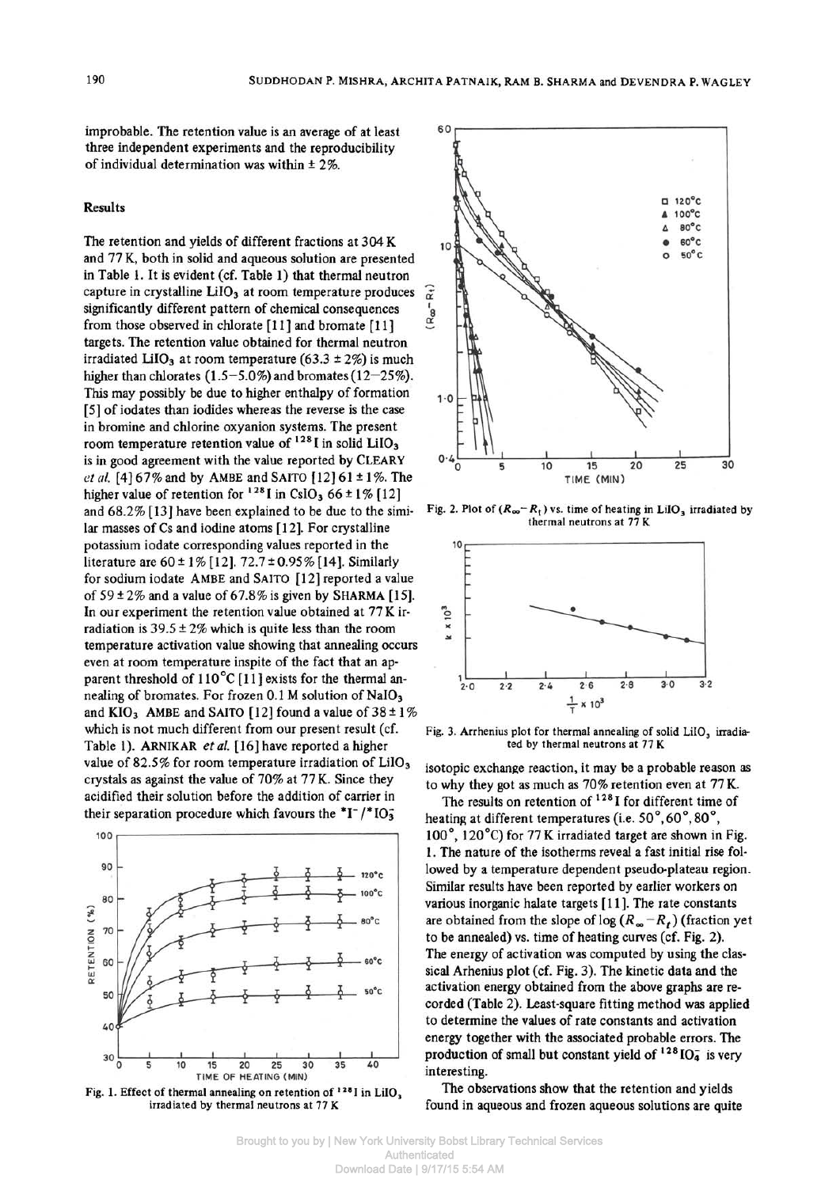improbable. The retention value is an average of at least three independent experiments and the reproducibility of individual determination was within ± 2%.

## Results

The retention and yields of different fractions at 304 K and 77 K, both in solid and aqueous solution are presented in Table 1. It is evident (cf. Table 1) that thermal neutron capture in crystalline $LiIO_3$ at room temperature produces significantly different pattern of chemical consequences from those observed in chlorate [11] and bromate [11] targets. The retention value obtained for thermal neutron irradiated $LiIO_3$ at room temperature (63.3 ± 2%) is much higher than chlorates (1.5–5.0%) and bromates (12–25%). This may possibly be due to higher enthalpy of formation [5] of iodates than iodides whereas the reverse is the case in bromine and chlorine oxyanion systems. The present room temperature retention value of $^{128}I$ in solid $LiIO_3$ is in good agreement with the value reported by CLEARY *et al.* [4] 67% and by AMBE and SAITO [12] 61 ± 1%. The higher value of retention for $^{128}I$ in $CsIO_3$ 66 ± 1% [12] and 68.2% [13] have been explained to be due to the similar masses of Cs and iodine atoms [12]. For crystalline potassium iodate corresponding values reported in the literature are 60 ± 1% [12], 72.7 ± 0.95% [14]. Similarly for sodium iodate AMBE and SAITO [12] reported a value of 59 ± 2% and a value of 67.8% is given by SHARMA [15]. In our experiment the retention value obtained at 77 K irradiation is 39.5 ± 2% which is quite less than the room temperature activation value showing that annealing occurs even at room temperature inspite of the fact that an apparent threshold of 110°C [11] exists for the thermal annealing of bromates. For frozen 0.1 M solution of $NaIO_3$ and $KIO_3$ AMBE and SAITO [12] found a value of 38 ± 1% which is not much different from our present result (cf. Table 1). ARNIKAR *et al.* [16] have reported a higher value of 82.5% for room temperature irradiation of $LiIO_3$ crystals as against the value of 70% at 77 K. Since they acidified their solution before the addition of carrier in their separation procedure which favours the $^*I^-/^*IO_3^-$ isotopic exchange reaction, it may be a probable reason as to why they got as much as 70% retention even at 77 K.

RETENTION (%)
TIME OF HEATING (MIN)
120°C
100°C
80°C
60°C
50°C

Fig. 1. Effect of thermal annealing on retention of $^{128}I$ in $LiIO_3$ irradiated by thermal neutrons at 77 K

$(R_\infty - R_t)$
TIME (MIN)
□ 120°C
▲ 100°C
△ 80°C
● 60°C
○ 50°C

Fig. 2. Plot of $(R_\infty - R_t)$ vs. time of heating in $LiIO_3$ irradiated by thermal neutrons at 77 K

$k \times 10^3$
$\frac{1}{T} \times 10^3$

Fig. 3. Arrhenius plot for thermal annealing of solid $LiIO_3$ irradiated by thermal neutrons at 77 K

The results on retention of $^{128}I$ for different time of heating at different temperatures (i.e. 50°, 60°, 80°, 100°, 120°C) for 77 K irradiated target are shown in Fig. 1. The nature of the isotherms reveal a fast initial rise followed by a temperature dependent pseudo-plateau region. Similar results have been reported by earlier workers on various inorganic halate targets [11]. The rate constants are obtained from the slope of log $(R_\infty - R_t)$ (fraction yet to be annealed) vs. time of heating curves (cf. Fig. 2). The energy of activation was computed by using the classical Arhenius plot (cf. Fig. 3). The kinetic data and the activation energy obtained from the above graphs are recorded (Table 2). Least-square fitting method was applied to determine the values of rate constants and activation energy together with the associated probable errors. The production of small but constant yield of $^{128}IO_4^-$ is very interesting.

The observations show that the retention and yields found in aqueous and frozen aqueous solutions are quite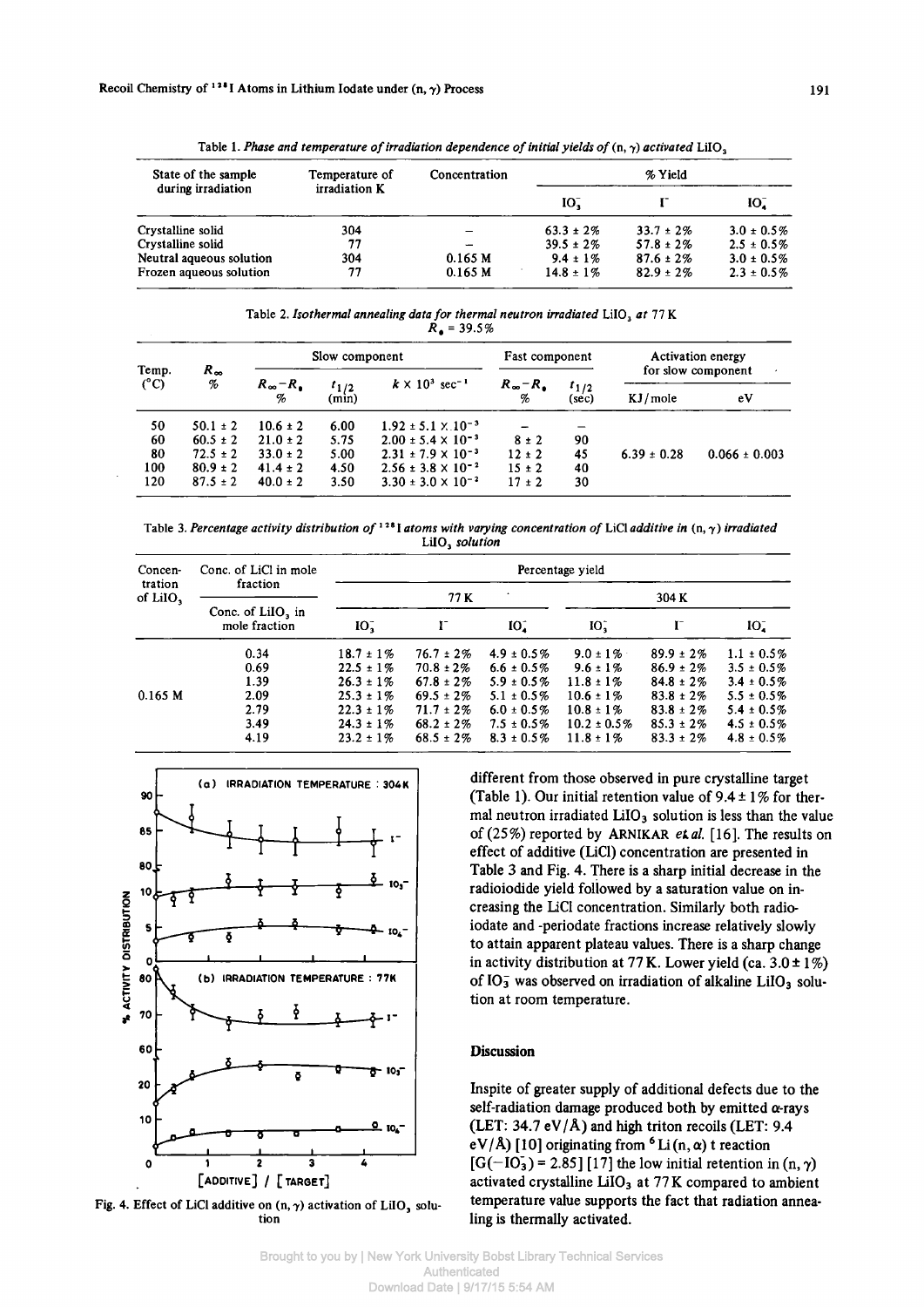Table 1. *Phase and temperature of irradiation dependence of initial yields of* (n, γ) *activated* $LiIO_3$

| State of the sample during irradiation | Temperature of irradiation K | Concentration | % Yield | | |
|---|---|---|---|---|---|
| | | | $IO_3^-$ | $I^-$ | $IO_4^-$ |
| Crystalline solid | 304 | – | 63.3 ± 2% | 33.7 ± 2% | 3.0 ± 0.5% |
| Crystalline solid | 77 | – | 39.5 ± 2% | 57.8 ± 2% | 2.5 ± 0.5% |
| Neutral aqueous solution | 304 | 0.165 M | 9.4 ± 1% | 87.6 ± 2% | 3.0 ± 0.5% |
| Frozen aqueous solution | 77 | 0.165 M | 14.8 ± 1% | 82.9 ± 2% | 2.3 ± 0.5% |

Table 2. *Isothermal annealing data for thermal neutron irradiated* $LiIO_3$ *at* 77 K
$R_0$ = 39.5%

| Temp. (°C) | $R_\infty$ % | Slow component | | | Fast component | | Activation energy for slow component | |
|---|---|---|---|---|---|---|---|---|
| | | $R_\infty - R_0$ % | $t_{1/2}$ (min) | $k \times 10^3$ sec$^{-1}$ | $R_\infty - R_0$ % | $t_{1/2}$ (sec) | KJ/mole | eV |
| 50 | 50.1 ± 2 | 10.6 ± 2 | 6.00 | $1.92 \pm 5.1 \times 10^{-3}$ | – | – | | |
| 60 | 60.5 ± 2 | 21.0 ± 2 | 5.75 | $2.00 \pm 5.4 \times 10^{-3}$ | 8 ± 2 | 90 | | |
| 80 | 72.5 ± 2 | 33.0 ± 2 | 5.00 | $2.31 \pm 7.9 \times 10^{-3}$ | 12 ± 2 | 45 | 6.39 ± 0.28 | 0.066 ± 0.003 |
| 100 | 80.9 ± 2 | 41.4 ± 2 | 4.50 | $2.56 \pm 3.8 \times 10^{-2}$ | 15 ± 2 | 40 | | |
| 120 | 87.5 ± 2 | 40.0 ± 2 | 3.50 | $3.30 \pm 3.0 \times 10^{-2}$ | 17 ± 2 | 30 | | |

Table 3. *Percentage activity distribution of* $^{128}$I *atoms with varying concentration of* LiCl *additive in* (n, γ) *irradiated* $LiIO_3$ *solution*

| Concentration of $LiIO_3$ | Conc. of LiCl in mole fraction / Conc. of $LiIO_3$ in mole fraction | Percentage yield | | | | | |
|---|---|---|---|---|---|---|---|
| | | 77 K | | | 304 K | | |
| | | $IO_3^-$ | $I^-$ | $IO_4^-$ | $IO_3^-$ | $I^-$ | $IO_4^-$ |
| | 0.34 | 18.7 ± 1% | 76.7 ± 2% | 4.9 ± 0.5% | 9.0 ± 1% | 89.9 ± 2% | 1.1 ± 0.5% |
| | 0.69 | 22.5 ± 1% | 70.8 ± 2% | 6.6 ± 0.5% | 9.6 ± 1% | 86.9 ± 2% | 3.5 ± 0.5% |
| | 1.39 | 26.3 ± 1% | 67.8 ± 2% | 5.9 ± 0.5% | 11.8 ± 1% | 84.8 ± 2% | 3.4 ± 0.5% |
| 0.165 M | 2.09 | 25.3 ± 1% | 69.5 ± 2% | 5.1 ± 0.5% | 10.6 ± 1% | 83.8 ± 2% | 5.5 ± 0.5% |
| | 2.79 | 22.3 ± 1% | 71.7 ± 2% | 6.0 ± 0.5% | 10.8 ± 1% | 83.8 ± 2% | 5.4 ± 0.5% |
| | 3.49 | 24.3 ± 1% | 68.2 ± 2% | 7.5 ± 0.5% | 10.2 ± 0.5% | 85.3 ± 2% | 4.5 ± 0.5% |
| | 4.19 | 23.2 ± 1% | 68.5 ± 2% | 8.3 ± 0.5% | 11.8 ± 1% | 83.3 ± 2% | 4.8 ± 0.5% |

(a) IRRADIATION TEMPERATURE : 304K

(b) IRRADIATION TEMPERATURE : 77K

% ACTIVITY DISTRIBUTION

[ADDITIVE] / [TARGET]

$I^-$ $IO_3^-$ $IO_4^-$

90 85 80 10 5 0 80 70 60 20 10 0 1 2 3 4

Fig. 4. Effect of LiCl additive on (n, γ) activation of $LiIO_3$ solution

different from those observed in pure crystalline target (Table 1). Our initial retention value of 9.4 ± 1% for thermal neutron irradiated $LiIO_3$ solution is less than the value of (25%) reported by ARNIKAR *et al.* [16]. The results on effect of additive (LiCl) concentration are presented in Table 3 and Fig. 4. There is a sharp initial decrease in the radioiodide yield followed by a saturation value on increasing the LiCl concentration. Similarly both radioiodate and -periodate fractions increase relatively slowly to attain apparent plateau values. There is a sharp change in activity distribution at 77 K. Lower yield (ca. 3.0 ± 1%) of $IO_3^-$ was observed on irradiation of alkaline $LiIO_3$ solution at room temperature.

## Discussion

Inspite of greater supply of additional defects due to the self-radiation damage produced both by emitted α-rays (LET: 34.7 eV/Å) and high triton recoils (LET: 9.4 eV/Å) [10] originating from $^6$Li(n, α) t reaction [$G(-IO_3^-)$ = 2.85] [17] the low initial retention in (n, γ) activated crystalline $LiIO_3$ at 77 K compared to ambient temperature value supports the fact that radiation annealing is thermally activated.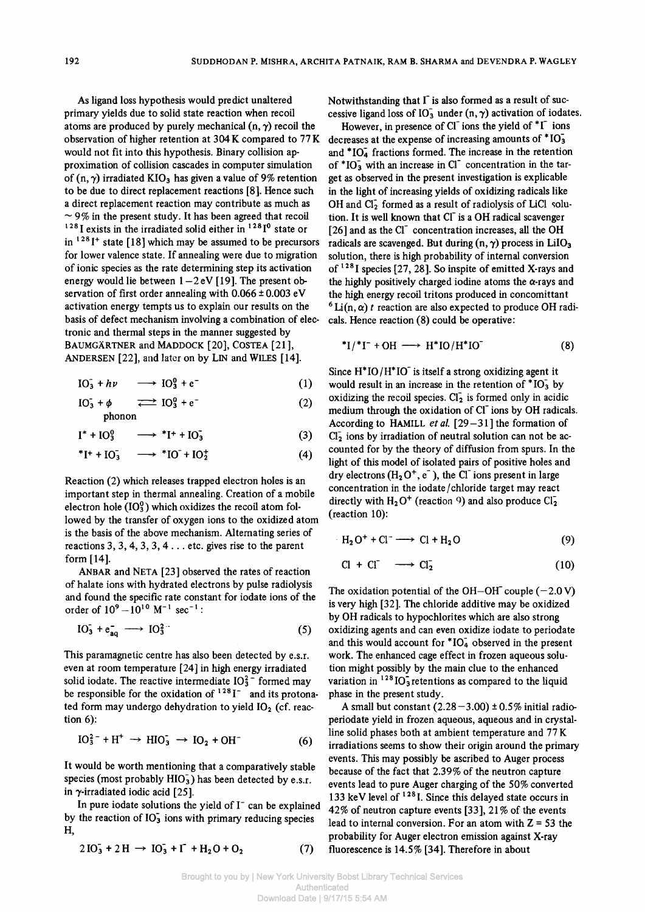As ligand loss hypothesis would predict unaltered primary yields due to solid state reaction when recoil atoms are produced by purely mechanical (n, γ) recoil the observation of higher retention at 304 K compared to 77 K would not fit into this hypothesis. Binary collision approximation of collision cascades in computer simulation of (n, γ) irradiated $KIO_3$ has given a value of 9% retention to be due to direct replacement reactions [8]. Hence such a direct replacement reaction may contribute as much as ~ 9% in the present study. It has been agreed that recoil $^{128}I$ exists in the irradiated solid either in $^{128}I^0$ state or in $^{128}I^+$ state [18] which may be assumed to be precursors for lower valence state. If annealing were due to migration of ionic species as the rate determining step its activation energy would lie between 1–2 eV [19]. The present observation of first order annealing with 0.066 ± 0.003 eV activation energy tempts us to explain our results on the basis of defect mechanism involving a combination of electronic and thermal steps in the manner suggested by BAUMGÄRTNER and MADDOCK [20], COSTEA [21], ANDERSEN [22], and later on by LIN and WILES [14].

$$IO_3^- + h\nu \longrightarrow IO_3^0 + e^- \quad (1)$$

$$IO_3^- + \phi \rightleftarrows IO_3^0 + e^- \quad (2)$$

phonon

$$I^* + IO_3^0 \longrightarrow {}^*I^+ + IO_3^- \quad (3)$$

$${}^*I^+ + IO_3^- \longrightarrow {}^*IO^- + IO_2^+ \quad (4)$$

Reaction (2) which releases trapped electron holes is an important step in thermal annealing. Creation of a mobile electron hole ($IO_3^0$) which oxidizes the recoil atom followed by the transfer of oxygen ions to the oxidized atom is the basis of the above mechanism. Alternating series of reactions 3, 3, 4, 3, 3, 4 ... etc. gives rise to the parent form [14].

ANBAR and NETA [23] observed the rates of reaction of halate ions with hydrated electrons by pulse radiolysis and found the specific rate constant for iodate ions of the order of $10^9 - 10^{10}$ $M^{-1}$ $sec^{-1}$:

$$IO_3^- + e_{aq}^- \longrightarrow IO_3^{2-} \quad (5)$$

This paramagnetic centre has also been detected by e.s.r. even at room temperature [24] in high energy irradiated solid iodate. The reactive intermediate $IO_3^{2-}$ formed may be responsible for the oxidation of $^{128}I^-$ and its protonated form may undergo dehydration to yield $IO_2$ (cf. reaction 6):

$$IO_3^{2-} + H^+ \rightarrow HIO_3^- \rightarrow IO_2 + OH^- \quad (6)$$

It would be worth mentioning that a comparatively stable species (most probably $HIO_3^-$) has been detected by e.s.r. in γ-irradiated iodic acid [25].

In pure iodate solutions the yield of $I^-$ can be explained by the reaction of $IO_3^-$ ions with primary reducing species H,

$$2\,IO_3^- + 2\,H \rightarrow IO_3^- + I^- + H_2O + O_2 \quad (7)$$

Notwithstanding that $I^-$ is also formed as a result of successive ligand loss of $IO_3^-$ under (n, γ) activation of iodates.

However, in presence of $Cl^-$ ions the yield of $^*I^-$ ions decreases at the expense of increasing amounts of $^*IO_3^-$ and $^*IO_4^-$ fractions formed. The increase in the retention of $^*IO_3^-$ with an increase in $Cl^-$ concentration in the target as observed in the present investigation is explicable in the light of increasing yields of oxidizing radicals like OH and $Cl_2^-$ formed as a result of radiolysis of LiCl solution. It is well known that $Cl^-$ is a OH radical scavenger [26] and as the $Cl^-$ concentration increases, all the OH radicals are scavenged. But during (n, γ) process in $LiIO_3$ solution, there is high probability of internal conversion of $^{128}I$ species [27, 28]. So inspite of emitted X-rays and the highly positively charged iodine atoms the α-rays and the high energy recoil tritons produced in concomittant $^6Li(n, \alpha)\,t$ reaction are also expected to produce OH radicals. Hence reaction (8) could be operative:

$${}^*I/{}^*I^- + OH \longrightarrow H^*IO/H^*IO^- \quad (8)$$

Since $H^*IO/H^*IO^-$ is itself a strong oxidizing agent it would result in an increase in the retention of $^*IO_3^-$ by oxidizing the recoil species. $Cl_2^-$ is formed only in acidic medium through the oxidation of $Cl^-$ ions by OH radicals. According to HAMILL *et al.* [29–31] the formation of $Cl_2^-$ ions by irradiation of neutral solution can not be accounted for by the theory of diffusion from spurs. In the light of this model of isolated pairs of positive holes and dry electrons ($H_2O^+$, $e^-$), the $Cl^-$ ions present in large concentration in the iodate/chloride target may react directly with $H_2O^+$ (reaction 9) and also produce $Cl_2^-$ (reaction 10):

$$H_2O^+ + Cl^- \longrightarrow Cl + H_2O \quad (9)$$

$$Cl + Cl^- \longrightarrow Cl_2^- \quad (10)$$

The oxidation potential of the OH–OH⁻ couple (−2.0 V) is very high [32]. The chloride additive may be oxidized by OH radicals to hypochlorites which are also strong oxidizing agents and can even oxidize iodate to periodate and this would account for $^*IO_4^-$ observed in the present work. The enhanced cage effect in frozen aqueous solution might possibly by the main clue to the enhanced variation in $^{128}IO_3^-$ retentions as compared to the liquid phase in the present study.

A small but constant (2.28 – 3.00) ± 0.5% initial radioperiodate yield in frozen aqueous, aqueous and in crystalline solid phases both at ambient temperature and 77 K irradiations seems to show their origin around the primary events. This may possibly be ascribed to Auger process because of the fact that 2.39% of the neutron capture events lead to pure Auger charging of the 50% converted 133 keV level of $^{128}I$. Since this delayed state occurs in 42% of neutron capture events [33], 21% of the events lead to internal conversion. For an atom with Z = 53 the probability for Auger electron emission against X-ray fluorescence is 14.5% [34]. Therefore in about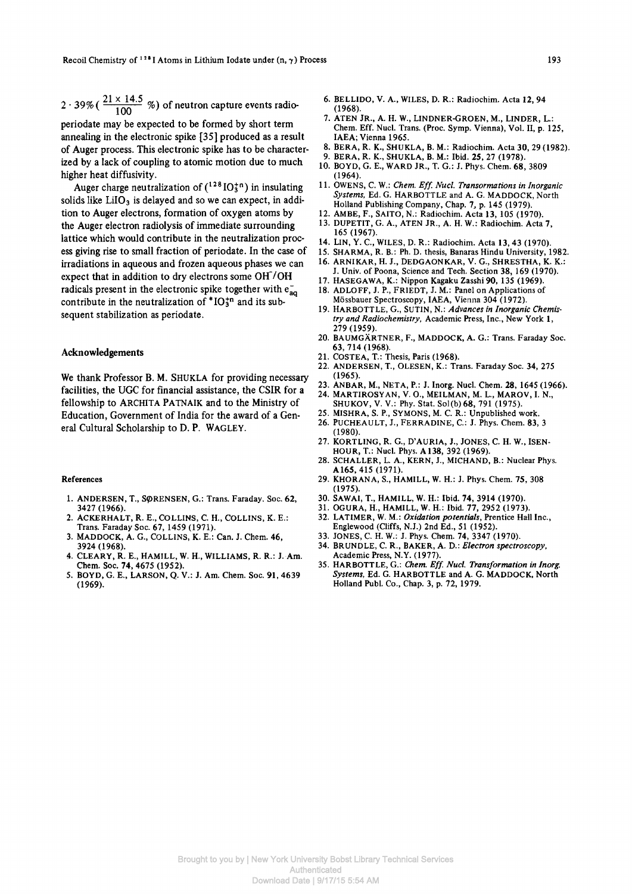$2 \cdot 39\% \left( \frac{21 \times 14.5}{100} \%\right)$ of neutron capture events radioperiodate may be expected to be formed by short term annealing in the electronic spike [35] produced as a result of Auger process. This electronic spike has to be characterized by a lack of coupling to atomic motion due to much higher heat diffusivity.

Auger charge neutralization of ($^{128}IO_3^{+n}$) in insulating solids like $LiIO_3$ is delayed and so we can expect, in addition to Auger electrons, formation of oxygen atoms by the Auger electron radiolysis of immediate surrounding lattice which would contribute in the neutralization process giving rise to small fraction of periodate. In the case of irradiations in aqueous and frozen aqueous phases we can expect that in addition to dry electrons some $OH^-/OH$ radicals present in the electronic spike together with $e^-_{aq}$ contribute in the neutralization of $^*IO_3^{+n}$ and its subsequent stabilization as periodate.

## Acknowledgements

We thank Professor B. M. SHUKLA for providing necessary facilities, the UGC for financial assistance, the CSIR for a fellowship to ARCHITA PATNAIK and to the Ministry of Education, Government of India for the award of a General Cultural Scholarship to D. P. WAGLEY.

## References

1. ANDERSEN, T., SØRENSEN, G.: Trans. Faraday. Soc. 62, 3427 (1966).
2. ACKERHALT, R. E., COLLINS, C. H., COLLINS, K. E.: Trans. Faraday Soc. 67, 1459 (1971).
3. MADDOCK, A. G., COLLINS, K. E.: Can. J. Chem. 46, 3924 (1968).
4. CLEARY, R. E., HAMILL, W. H., WILLIAMS, R. R.: J. Am. Chem. Soc. 74, 4675 (1952).
5. BOYD, G. E., LARSON, Q. V.: J. Am. Chem. Soc. 91, 4639 (1969).
6. BELLIDO, V. A., WILES, D. R.: Radiochim. Acta 12, 94 (1968).
7. ATEN JR., A. H. W., LINDNER-GROEN, M., LINDER, L.: Chem. Eff. Nucl. Trans. (Proc. Symp. Vienna), Vol. II, p. 125, IAEA; Vienna 1965.
8. BERA, R. K., SHUKLA, B. M.: Radiochim. Acta 30, 29 (1982).
9. BERA, R. K., SHUKLA, B. M.: Ibid. 25, 27 (1978).
10. BOYD, G. E., WARD JR., T. G.: J. Phys. Chem. 68, 3809 (1964).
11. OWENS, C. W.: *Chem. Eff. Nucl. Transormations in Inorganic Systems*, Ed. G. HARBOTTLE and A. G. MADDOCK, North Holland Publishing Company, Chap. 7, p. 145 (1979).
12. AMBE, F., SAITO, N.: Radiochim. Acta 13, 105 (1970).
13. DUPETIT, G. A., ATEN JR., A. H. W.: Radiochim. Acta 7, 165 (1967).
14. LIN, Y. C., WILES, D. R.: Radiochim. Acta 13, 43 (1970).
15. SHARMA, R. B.: Ph. D. thesis, Banaras Hindu University, 1982.
16. ARNIKAR, H. J., DEDGAONKAR, V. G., SHRESTHA, K. K.: J. Univ. of Poona, Science and Tech. Section 38, 169 (1970).
17. HASEGAWA, K.: Nippon Kagaku Zasshi 90, 135 (1969).
18. ADLOFF, J. P., FRIEDT, J. M.: Panel on Applications of Mössbauer Spectroscopy, IAEA, Vienna 304 (1972).
19. HARBOTTLE, G., SUTIN, N.: *Advances in Inorganic Chemistry and Radiochemistry*, Academic Press, Inc., New York 1, 279 (1959).
20. BAUMGÄRTNER, F., MADDOCK, A. G.: Trans. Faraday Soc. 63, 714 (1968).
21. COSTEA, T.: Thesis, Paris (1968).
22. ANDERSEN, T., OLESEN, K.: Trans. Faraday Soc. 34, 275 (1965).
23. ANBAR, M., NETA, P.: J. Inorg. Nucl. Chem. 28, 1645 (1966).
24. MARTIROSYAN, V. O., MEILMAN, M. L., MAROV, I. N., SHUKOV, V. V.: Phy. Stat. Sol(b) 68, 791 (1975).
25. MISHRA, S. P., SYMONS, M. C. R.: Unpublished work.
26. PUCHEAULT, J., FERRADINE, C.: J. Phys. Chem. 83, 3 (1980).
27. KORTLING, R. G., D'AURIA, J., JONES, C. H. W., ISENHOUR, T.: Nucl. Phys. A138, 392 (1969).
28. SCHALLER, L. A., KERN, J., MICHAND, B.: Nuclear Phys. A165, 415 (1971).
29. KHORANA, S., HAMILL, W. H.: J. Phys. Chem. 75, 308 (1975).
30. SAWAI, T., HAMILL, W. H.: Ibid. 74, 3914 (1970).
31. OGURA, H., HAMILL, W. H.: Ibid. 77, 2952 (1973).
32. LATIMER, W. M.: *Oxidation potentials*, Prentice Hall Inc., Englewood (Cliffs, N.J.) 2nd Ed., 51 (1952).
33. JONES, C. H. W.: J. Phys. Chem. 74, 3347 (1970).
34. BRUNDLE, C. R., BAKER, A. D.: *Electron spectroscopy*, Academic Press, N.Y. (1977).
35. HARBOTTLE, G.: *Chem. Eff. Nucl. Transformation in Inorg. Systems*, Ed. G. HARBOTTLE and A. G. MADDOCK, North Holland Publ. Co., Chap. 3, p. 72, 1979.